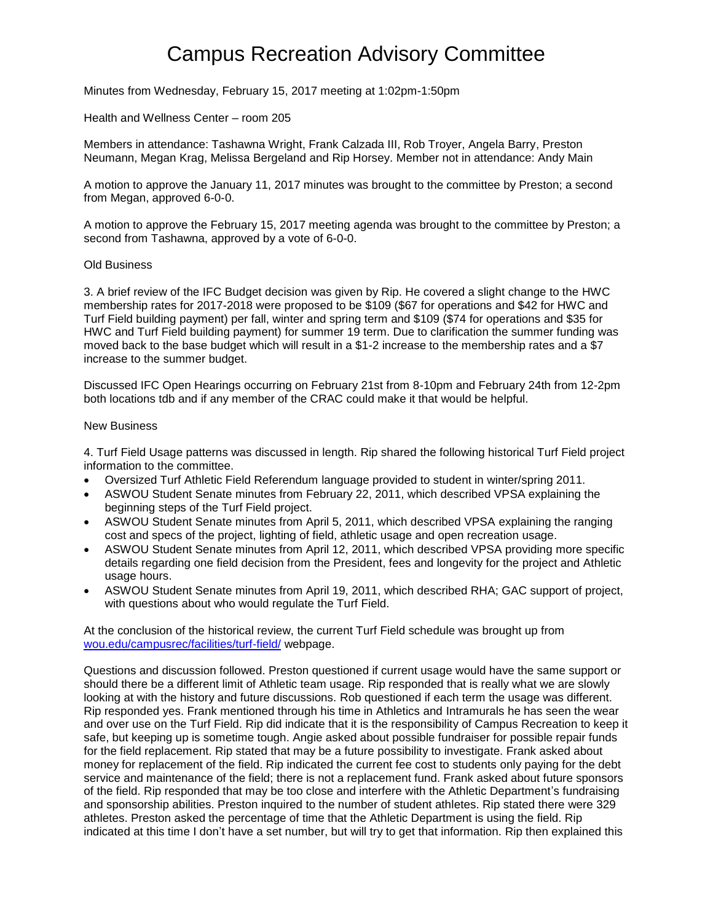# Campus Recreation Advisory Committee

Minutes from Wednesday, February 15, 2017 meeting at 1:02pm-1:50pm

Health and Wellness Center – room 205

Members in attendance: Tashawna Wright, Frank Calzada III, Rob Troyer, Angela Barry, Preston Neumann, Megan Krag, Melissa Bergeland and Rip Horsey. Member not in attendance: Andy Main

A motion to approve the January 11, 2017 minutes was brought to the committee by Preston; a second from Megan, approved 6-0-0.

A motion to approve the February 15, 2017 meeting agenda was brought to the committee by Preston; a second from Tashawna, approved by a vote of 6-0-0.

Old Business

3. A brief review of the IFC Budget decision was given by Rip. He covered a slight change to the HWC membership rates for 2017-2018 were proposed to be $109 ($67 for operations and $42 for HWC and Turf Field building payment) per fall, winter and spring term and $109 ($74 for operations and $35 for HWC and Turf Field building payment) for summer 19 term. Due to clarification the summer funding was moved back to the base budget which will result in a $1-2 increase to the membership rates and a $7 increase to the summer budget.

Discussed IFC Open Hearings occurring on February 21st from 8-10pm and February 24th from 12-2pm both locations tdb and if any member of the CRAC could make it that would be helpful.

New Business

4. Turf Field Usage patterns was discussed in length. Rip shared the following historical Turf Field project information to the committee.

- Oversized Turf Athletic Field Referendum language provided to student in winter/spring 2011.
- ASWOU Student Senate minutes from February 22, 2011, which described VPSA explaining the beginning steps of the Turf Field project.
- ASWOU Student Senate minutes from April 5, 2011, which described VPSA explaining the ranging cost and specs of the project, lighting of field, athletic usage and open recreation usage.
- ASWOU Student Senate minutes from April 12, 2011, which described VPSA providing more specific details regarding one field decision from the President, fees and longevity for the project and Athletic usage hours.
- ASWOU Student Senate minutes from April 19, 2011, which described RHA; GAC support of project, with questions about who would regulate the Turf Field.

At the conclusion of the historical review, the current Turf Field schedule was brought up from [wou.edu/campusrec/facilities/turf-field/](wou.edu/campusrec/facilities/turf-field/) webpage.

Questions and discussion followed. Preston questioned if current usage would have the same support or should there be a different limit of Athletic team usage. Rip responded that is really what we are slowly looking at with the history and future discussions. Rob questioned if each term the usage was different. Rip responded yes. Frank mentioned through his time in Athletics and Intramurals he has seen the wear and over use on the Turf Field. Rip did indicate that it is the responsibility of Campus Recreation to keep it safe, but keeping up is sometime tough. Angie asked about possible fundraiser for possible repair funds for the field replacement. Rip stated that may be a future possibility to investigate. Frank asked about money for replacement of the field. Rip indicated the current fee cost to students only paying for the debt service and maintenance of the field; there is not a replacement fund. Frank asked about future sponsors of the field. Rip responded that may be too close and interfere with the Athletic Department's fundraising and sponsorship abilities. Preston inquired to the number of student athletes. Rip stated there were 329 athletes. Preston asked the percentage of time that the Athletic Department is using the field. Rip indicated at this time I don't have a set number, but will try to get that information. Rip then explained this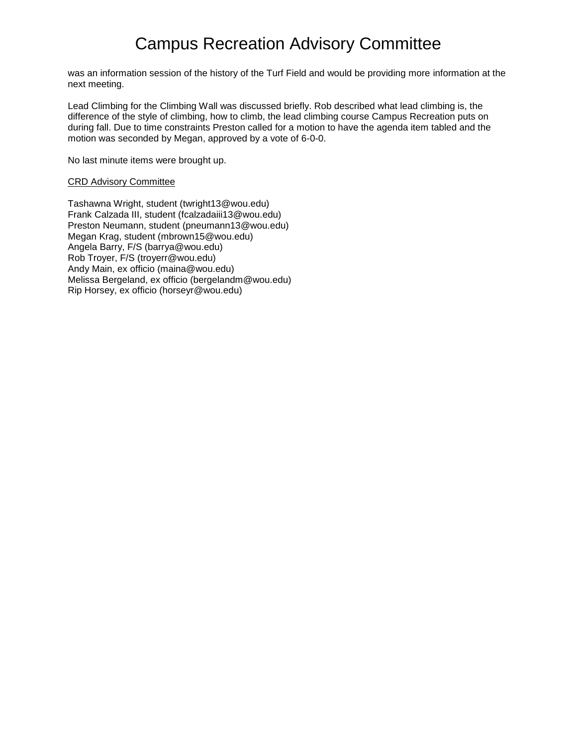was an information session of the history of the Turf Field and would be providing more information at the next meeting.

Lead Climbing for the Climbing Wall was discussed briefly. Rob described what lead climbing is, the difference of the style of climbing, how to climb, the lead climbing course Campus Recreation puts on during fall. Due to time constraints Preston called for a motion to have the agenda item tabled and the motion was seconded by Megan, approved by a vote of 6-0-0.

No last minute items were brought up.

<u>CRD Advisory Committee</u>

Tashawna Wright, student (twright13@wou.edu)
Frank Calzada III, student (fcalzadaiii13@wou.edu)
Preston Neumann, student (pneumann13@wou.edu)
Megan Krag, student (mbrown15@wou.edu)
Angela Barry, F/S (barrya@wou.edu)
Rob Troyer, F/S (troyerr@wou.edu)
Andy Main, ex officio (maina@wou.edu)
Melissa Bergeland, ex officio (bergelandm@wou.edu)
Rip Horsey, ex officio (horseyr@wou.edu)